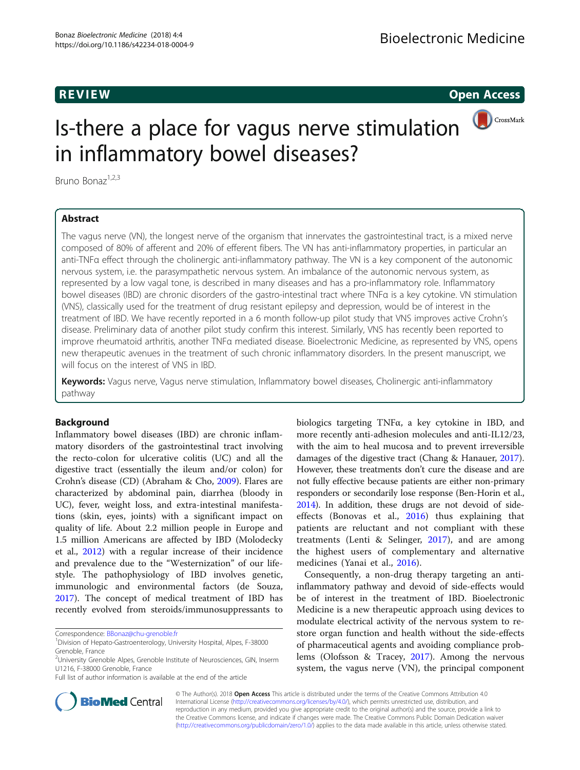REVIEW Open Access

# Is-there a place for vagus nerve stimulation in inflammatory bowel diseases?

Bruno Bonaz[1,2,3]

## Abstract

The vagus nerve (VN), the longest nerve of the organism that innervates the gastrointestinal tract, is a mixed nerve composed of 80% of afferent and 20% of efferent fibers. The VN has anti-inflammatory properties, in particular an anti-TNFα effect through the cholinergic anti-inflammatory pathway. The VN is a key component of the autonomic nervous system, i.e. the parasympathetic nervous system. An imbalance of the autonomic nervous system, as represented by a low vagal tone, is described in many diseases and has a pro-inflammatory role. Inflammatory bowel diseases (IBD) are chronic disorders of the gastro-intestinal tract where TNFα is a key cytokine. VN stimulation (VNS), classically used for the treatment of drug resistant epilepsy and depression, would be of interest in the treatment of IBD. We have recently reported in a 6 month follow-up pilot study that VNS improves active Crohn's disease. Preliminary data of another pilot study confirm this interest. Similarly, VNS has recently been reported to improve rheumatoid arthritis, another TNFα mediated disease. Bioelectronic Medicine, as represented by VNS, opens new therapeutic avenues in the treatment of such chronic inflammatory disorders. In the present manuscript, we will focus on the interest of VNS in IBD.

**Keywords:** Vagus nerve, Vagus nerve stimulation, Inflammatory bowel diseases, Cholinergic anti-inflammatory pathway

## Background

Inflammatory bowel diseases (IBD) are chronic inflammatory disorders of the gastrointestinal tract involving the recto-colon for ulcerative colitis (UC) and all the digestive tract (essentially the ileum and/or colon) for Crohn's disease (CD) (Abraham & Cho, 2009). Flares are characterized by abdominal pain, diarrhea (bloody in UC), fever, weight loss, and extra-intestinal manifestations (skin, eyes, joints) with a significant impact on quality of life. About 2.2 million people in Europe and 1.5 million Americans are affected by IBD (Molodecky et al., 2012) with a regular increase of their incidence and prevalence due to the "Westernization" of our lifestyle. The pathophysiology of IBD involves genetic, immunologic and environmental factors (de Souza, 2017). The concept of medical treatment of IBD has recently evolved from steroids/immunosuppressants to biologics targeting TNFα, a key cytokine in IBD, and more recently anti-adhesion molecules and anti-IL12/23, with the aim to heal mucosa and to prevent irreversible damages of the digestive tract (Chang & Hanauer, 2017). However, these treatments don't cure the disease and are not fully effective because patients are either non-primary responders or secondarily lose response (Ben-Horin et al., 2014). In addition, these drugs are not devoid of side-effects (Bonovas et al., 2016) thus explaining that patients are reluctant and not compliant with these treatments (Lenti & Selinger, 2017), and are among the highest users of complementary and alternative medicines (Yanai et al., 2016).

Consequently, a non-drug therapy targeting an anti-inflammatory pathway and devoid of side-effects would be of interest in the treatment of IBD. Bioelectronic Medicine is a new therapeutic approach using devices to modulate electrical activity of the nervous system to restore organ function and health without the side-effects of pharmaceutical agents and avoiding compliance problems (Olofsson & Tracey, 2017). Among the nervous system, the vagus nerve (VN), the principal component

Correspondence: BBonaz@chu-grenoble.fr
[1]Division of Hepato-Gastroenterology, University Hospital, Alpes, F-38000 Grenoble, France
[2]University Grenoble Alpes, Grenoble Institute of Neurosciences, GIN, Inserm U1216, F-38000 Grenoble, France
Full list of author information is available at the end of the article

© The Author(s). 2018 **Open Access** This article is distributed under the terms of the Creative Commons Attribution 4.0 International License (http://creativecommons.org/licenses/by/4.0/), which permits unrestricted use, distribution, and reproduction in any medium, provided you give appropriate credit to the original author(s) and the source, provide a link to the Creative Commons license, and indicate if changes were made. The Creative Commons Public Domain Dedication waiver (http://creativecommons.org/publicdomain/zero/1.0/) applies to the data made available in this article, unless otherwise stated.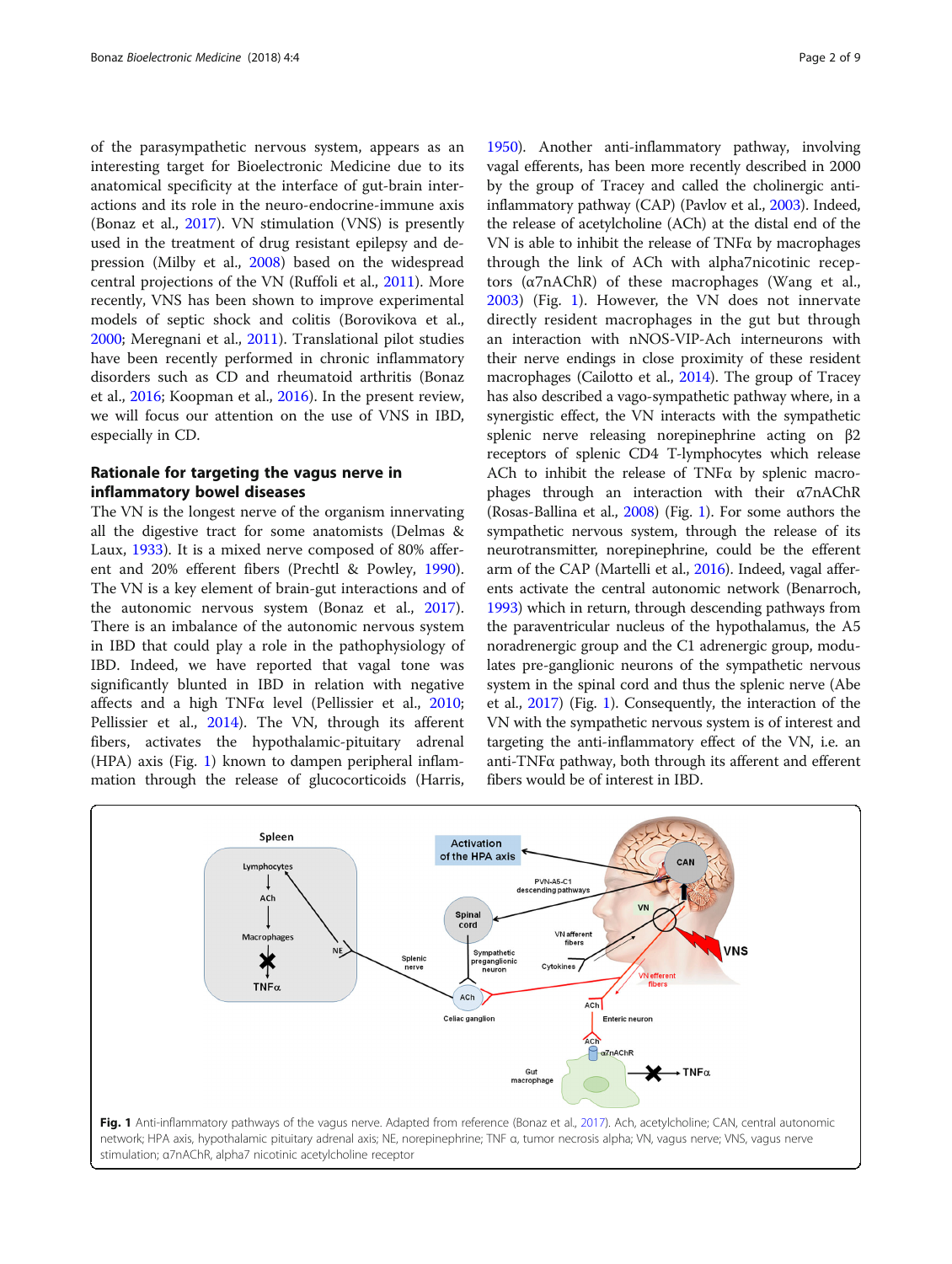of the parasympathetic nervous system, appears as an interesting target for Bioelectronic Medicine due to its anatomical specificity at the interface of gut-brain interactions and its role in the neuro-endocrine-immune axis (Bonaz et al., 2017). VN stimulation (VNS) is presently used in the treatment of drug resistant epilepsy and depression (Milby et al., 2008) based on the widespread central projections of the VN (Ruffoli et al., 2011). More recently, VNS has been shown to improve experimental models of septic shock and colitis (Borovikova et al., 2000; Meregnani et al., 2011). Translational pilot studies have been recently performed in chronic inflammatory disorders such as CD and rheumatoid arthritis (Bonaz et al., 2016; Koopman et al., 2016). In the present review, we will focus our attention on the use of VNS in IBD, especially in CD.

## Rationale for targeting the vagus nerve in inflammatory bowel diseases

The VN is the longest nerve of the organism innervating all the digestive tract for some anatomists (Delmas & Laux, 1933). It is a mixed nerve composed of 80% afferent and 20% efferent fibers (Prechtl & Powley, 1990). The VN is a key element of brain-gut interactions and of the autonomic nervous system (Bonaz et al., 2017). There is an imbalance of the autonomic nervous system in IBD that could play a role in the pathophysiology of IBD. Indeed, we have reported that vagal tone was significantly blunted in IBD in relation with negative affects and a high TNFα level (Pellissier et al., 2010; Pellissier et al., 2014). The VN, through its afferent fibers, activates the hypothalamic-pituitary adrenal (HPA) axis (Fig. 1) known to dampen peripheral inflammation through the release of glucocorticoids (Harris, 1950). Another anti-inflammatory pathway, involving vagal efferents, has been more recently described in 2000 by the group of Tracey and called the cholinergic anti-inflammatory pathway (CAP) (Pavlov et al., 2003). Indeed, the release of acetylcholine (ACh) at the distal end of the VN is able to inhibit the release of TNFα by macrophages through the link of ACh with alpha7nicotinic receptors (α7nAChR) of these macrophages (Wang et al., 2003) (Fig. 1). However, the VN does not innervate directly resident macrophages in the gut but through an interaction with nNOS-VIP-Ach interneurons with their nerve endings in close proximity of these resident macrophages (Cailotto et al., 2014). The group of Tracey has also described a vago-sympathetic pathway where, in a synergistic effect, the VN interacts with the sympathetic splenic nerve releasing norepinephrine acting on β2 receptors of splenic CD4 T-lymphocytes which release ACh to inhibit the release of TNFα by splenic macrophages through an interaction with their α7nAChR (Rosas-Ballina et al., 2008) (Fig. 1). For some authors the sympathetic nervous system, through the release of its neurotransmitter, norepinephrine, could be the efferent arm of the CAP (Martelli et al., 2016). Indeed, vagal afferents activate the central autonomic network (Benarroch, 1993) which in return, through descending pathways from the paraventricular nucleus of the hypothalamus, the A5 noradrenergic group and the C1 adrenergic group, modulates pre-ganglionic neurons of the sympathetic nervous system in the spinal cord and thus the splenic nerve (Abe et al., 2017) (Fig. 1). Consequently, the interaction of the VN with the sympathetic nervous system is of interest and targeting the anti-inflammatory effect of the VN, i.e. an anti-TNFα pathway, both through its afferent and efferent fibers would be of interest in IBD.

**Fig. 1** Anti-inflammatory pathways of the vagus nerve. Adapted from reference (Bonaz et al., 2017). Ach, acetylcholine; CAN, central autonomic network; HPA axis, hypothalamic pituitary adrenal axis; NE, norepinephrine; TNF α, tumor necrosis alpha; VN, vagus nerve; VNS, vagus nerve stimulation; α7nAChR, alpha7 nicotinic acetylcholine receptor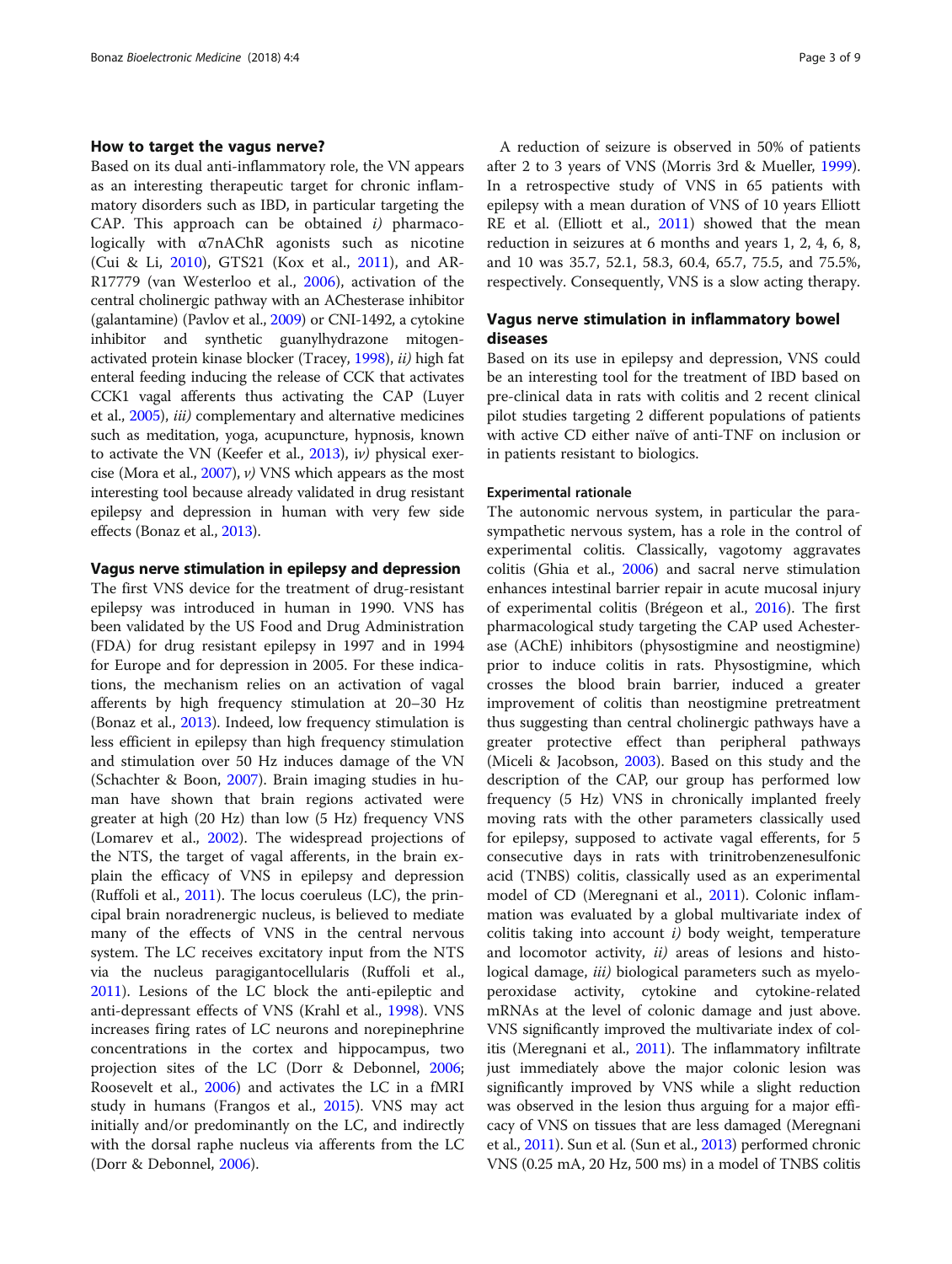## How to target the vagus nerve?

Based on its dual anti-inflammatory role, the VN appears as an interesting therapeutic target for chronic inflammatory disorders such as IBD, in particular targeting the CAP. This approach can be obtained *i)* pharmacologically with α7nAChR agonists such as nicotine (Cui & Li, 2010), GTS21 (Kox et al., 2011), and AR-R17779 (van Westerloo et al., 2006), activation of the central cholinergic pathway with an AChesterase inhibitor (galantamine) (Pavlov et al., 2009) or CNI-1492, a cytokine inhibitor and synthetic guanylhydrazone mitogen-activated protein kinase blocker (Tracey, 1998), *ii)* high fat enteral feeding inducing the release of CCK that activates CCK1 vagal afferents thus activating the CAP (Luyer et al., 2005), *iii)* complementary and alternative medicines such as meditation, yoga, acupuncture, hypnosis, known to activate the VN (Keefer et al., 2013), i*v)* physical exercise (Mora et al., 2007), *v)* VNS which appears as the most interesting tool because already validated in drug resistant epilepsy and depression in human with very few side effects (Bonaz et al., 2013).

## Vagus nerve stimulation in epilepsy and depression

The first VNS device for the treatment of drug-resistant epilepsy was introduced in human in 1990. VNS has been validated by the US Food and Drug Administration (FDA) for drug resistant epilepsy in 1997 and in 1994 for Europe and for depression in 2005. For these indications, the mechanism relies on an activation of vagal afferents by high frequency stimulation at 20–30 Hz (Bonaz et al., 2013). Indeed, low frequency stimulation is less efficient in epilepsy than high frequency stimulation and stimulation over 50 Hz induces damage of the VN (Schachter & Boon, 2007). Brain imaging studies in human have shown that brain regions activated were greater at high (20 Hz) than low (5 Hz) frequency VNS (Lomarev et al., 2002). The widespread projections of the NTS, the target of vagal afferents, in the brain explain the efficacy of VNS in epilepsy and depression (Ruffoli et al., 2011). The locus coeruleus (LC), the principal brain noradrenergic nucleus, is believed to mediate many of the effects of VNS in the central nervous system. The LC receives excitatory input from the NTS via the nucleus paragigantocellularis (Ruffoli et al., 2011). Lesions of the LC block the anti-epileptic and anti-depressant effects of VNS (Krahl et al., 1998). VNS increases firing rates of LC neurons and norepinephrine concentrations in the cortex and hippocampus, two projection sites of the LC (Dorr & Debonnel, 2006; Roosevelt et al., 2006) and activates the LC in a fMRI study in humans (Frangos et al., 2015). VNS may act initially and/or predominantly on the LC, and indirectly with the dorsal raphe nucleus via afferents from the LC (Dorr & Debonnel, 2006).

A reduction of seizure is observed in 50% of patients after 2 to 3 years of VNS (Morris 3rd & Mueller, 1999). In a retrospective study of VNS in 65 patients with epilepsy with a mean duration of VNS of 10 years Elliott RE et al. (Elliott et al., 2011) showed that the mean reduction in seizures at 6 months and years 1, 2, 4, 6, 8, and 10 was 35.7, 52.1, 58.3, 60.4, 65.7, 75.5, and 75.5%, respectively. Consequently, VNS is a slow acting therapy.

## Vagus nerve stimulation in inflammatory bowel diseases

Based on its use in epilepsy and depression, VNS could be an interesting tool for the treatment of IBD based on pre-clinical data in rats with colitis and 2 recent clinical pilot studies targeting 2 different populations of patients with active CD either naïve of anti-TNF on inclusion or in patients resistant to biologics.

### Experimental rationale

The autonomic nervous system, in particular the parasympathetic nervous system, has a role in the control of experimental colitis. Classically, vagotomy aggravates colitis (Ghia et al., 2006) and sacral nerve stimulation enhances intestinal barrier repair in acute mucosal injury of experimental colitis (Brégeon et al., 2016). The first pharmacological study targeting the CAP used Achesterase (AChE) inhibitors (physostigmine and neostigmine) prior to induce colitis in rats. Physostigmine, which crosses the blood brain barrier, induced a greater improvement of colitis than neostigmine pretreatment thus suggesting than central cholinergic pathways have a greater protective effect than peripheral pathways (Miceli & Jacobson, 2003). Based on this study and the description of the CAP, our group has performed low frequency (5 Hz) VNS in chronically implanted freely moving rats with the other parameters classically used for epilepsy, supposed to activate vagal efferents, for 5 consecutive days in rats with trinitrobenzenesulfonic acid (TNBS) colitis, classically used as an experimental model of CD (Meregnani et al., 2011). Colonic inflammation was evaluated by a global multivariate index of colitis taking into account *i)* body weight, temperature and locomotor activity, *ii)* areas of lesions and histological damage, *iii)* biological parameters such as myeloperoxidase activity, cytokine and cytokine-related mRNAs at the level of colonic damage and just above. VNS significantly improved the multivariate index of colitis (Meregnani et al., 2011). The inflammatory infiltrate just immediately above the major colonic lesion was significantly improved by VNS while a slight reduction was observed in the lesion thus arguing for a major efficacy of VNS on tissues that are less damaged (Meregnani et al., 2011). Sun et al. (Sun et al., 2013) performed chronic VNS (0.25 mA, 20 Hz, 500 ms) in a model of TNBS colitis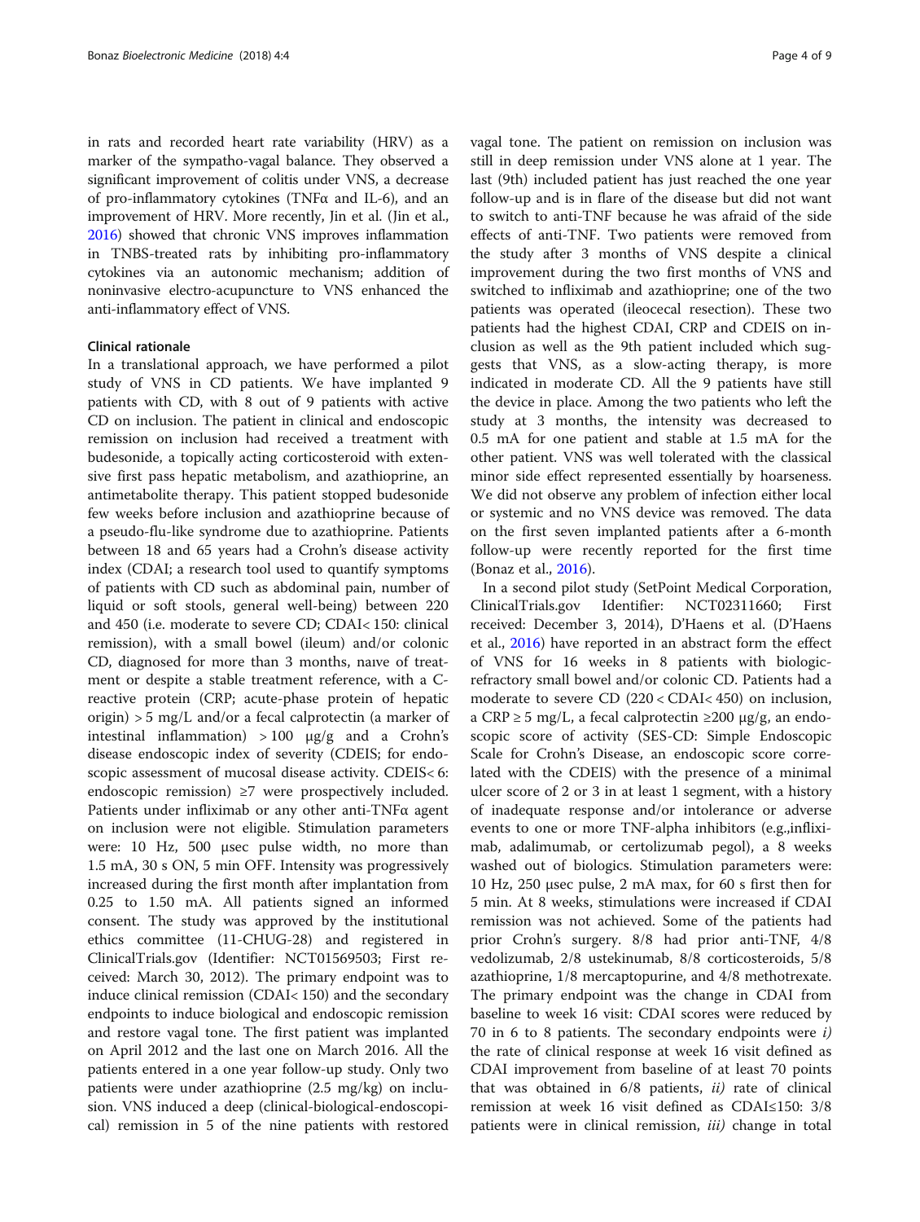in rats and recorded heart rate variability (HRV) as a marker of the sympatho-vagal balance. They observed a significant improvement of colitis under VNS, a decrease of pro-inflammatory cytokines (TNFα and IL-6), and an improvement of HRV. More recently, Jin et al. (Jin et al., 2016) showed that chronic VNS improves inflammation in TNBS-treated rats by inhibiting pro-inflammatory cytokines via an autonomic mechanism; addition of noninvasive electro-acupuncture to VNS enhanced the anti-inflammatory effect of VNS.

### Clinical rationale

In a translational approach, we have performed a pilot study of VNS in CD patients. We have implanted 9 patients with CD, with 8 out of 9 patients with active CD on inclusion. The patient in clinical and endoscopic remission on inclusion had received a treatment with budesonide, a topically acting corticosteroid with extensive first pass hepatic metabolism, and azathioprine, an antimetabolite therapy. This patient stopped budesonide few weeks before inclusion and azathioprine because of a pseudo-flu-like syndrome due to azathioprine. Patients between 18 and 65 years had a Crohn's disease activity index (CDAI; a research tool used to quantify symptoms of patients with CD such as abdominal pain, number of liquid or soft stools, general well-being) between 220 and 450 (i.e. moderate to severe CD; CDAI< 150: clinical remission), with a small bowel (ileum) and/or colonic CD, diagnosed for more than 3 months, naıve of treatment or despite a stable treatment reference, with a C-reactive protein (CRP; acute-phase protein of hepatic origin) > 5 mg/L and/or a fecal calprotectin (a marker of intestinal inflammation) > 100 μg/g and a Crohn's disease endoscopic index of severity (CDEIS; for endoscopic assessment of mucosal disease activity. CDEIS< 6: endoscopic remission) ≥7 were prospectively included. Patients under infliximab or any other anti-TNFα agent on inclusion were not eligible. Stimulation parameters were: 10 Hz, 500 μsec pulse width, no more than 1.5 mA, 30 s ON, 5 min OFF. Intensity was progressively increased during the first month after implantation from 0.25 to 1.50 mA. All patients signed an informed consent. The study was approved by the institutional ethics committee (11-CHUG-28) and registered in ClinicalTrials.gov (Identifier: NCT01569503; First received: March 30, 2012). The primary endpoint was to induce clinical remission (CDAI< 150) and the secondary endpoints to induce biological and endoscopic remission and restore vagal tone. The first patient was implanted on April 2012 and the last one on March 2016. All the patients entered in a one year follow-up study. Only two patients were under azathioprine (2.5 mg/kg) on inclusion. VNS induced a deep (clinical-biological-endoscopical) remission in 5 of the nine patients with restored vagal tone. The patient on remission on inclusion was still in deep remission under VNS alone at 1 year. The last (9th) included patient has just reached the one year follow-up and is in flare of the disease but did not want to switch to anti-TNF because he was afraid of the side effects of anti-TNF. Two patients were removed from the study after 3 months of VNS despite a clinical improvement during the two first months of VNS and switched to infliximab and azathioprine; one of the two patients was operated (ileocecal resection). These two patients had the highest CDAI, CRP and CDEIS on inclusion as well as the 9th patient included which suggests that VNS, as a slow-acting therapy, is more indicated in moderate CD. All the 9 patients have still the device in place. Among the two patients who left the study at 3 months, the intensity was decreased to 0.5 mA for one patient and stable at 1.5 mA for the other patient. VNS was well tolerated with the classical minor side effect represented essentially by hoarseness. We did not observe any problem of infection either local or systemic and no VNS device was removed. The data on the first seven implanted patients after a 6-month follow-up were recently reported for the first time (Bonaz et al., 2016).

In a second pilot study (SetPoint Medical Corporation, ClinicalTrials.gov Identifier: NCT02311660; First received: December 3, 2014), D'Haens et al. (D'Haens et al., 2016) have reported in an abstract form the effect of VNS for 16 weeks in 8 patients with biologic-refractory small bowel and/or colonic CD. Patients had a moderate to severe CD (220 < CDAI< 450) on inclusion, a CRP ≥ 5 mg/L, a fecal calprotectin ≥200 μg/g, an endoscopic score of activity (SES-CD: Simple Endoscopic Scale for Crohn's Disease, an endoscopic score correlated with the CDEIS) with the presence of a minimal ulcer score of 2 or 3 in at least 1 segment, with a history of inadequate response and/or intolerance or adverse events to one or more TNF-alpha inhibitors (e.g.,infliximab, adalimumab, or certolizumab pegol), a 8 weeks washed out of biologics. Stimulation parameters were: 10 Hz, 250 μsec pulse, 2 mA max, for 60 s first then for 5 min. At 8 weeks, stimulations were increased if CDAI remission was not achieved. Some of the patients had prior Crohn's surgery. 8/8 had prior anti-TNF, 4/8 vedolizumab, 2/8 ustekinumab, 8/8 corticosteroids, 5/8 azathioprine, 1/8 mercaptopurine, and 4/8 methotrexate. The primary endpoint was the change in CDAI from baseline to week 16 visit: CDAI scores were reduced by 70 in 6 to 8 patients. The secondary endpoints were *i)* the rate of clinical response at week 16 visit defined as CDAI improvement from baseline of at least 70 points that was obtained in 6/8 patients, *ii)* rate of clinical remission at week 16 visit defined as CDAI≤150: 3/8 patients were in clinical remission, *iii)* change in total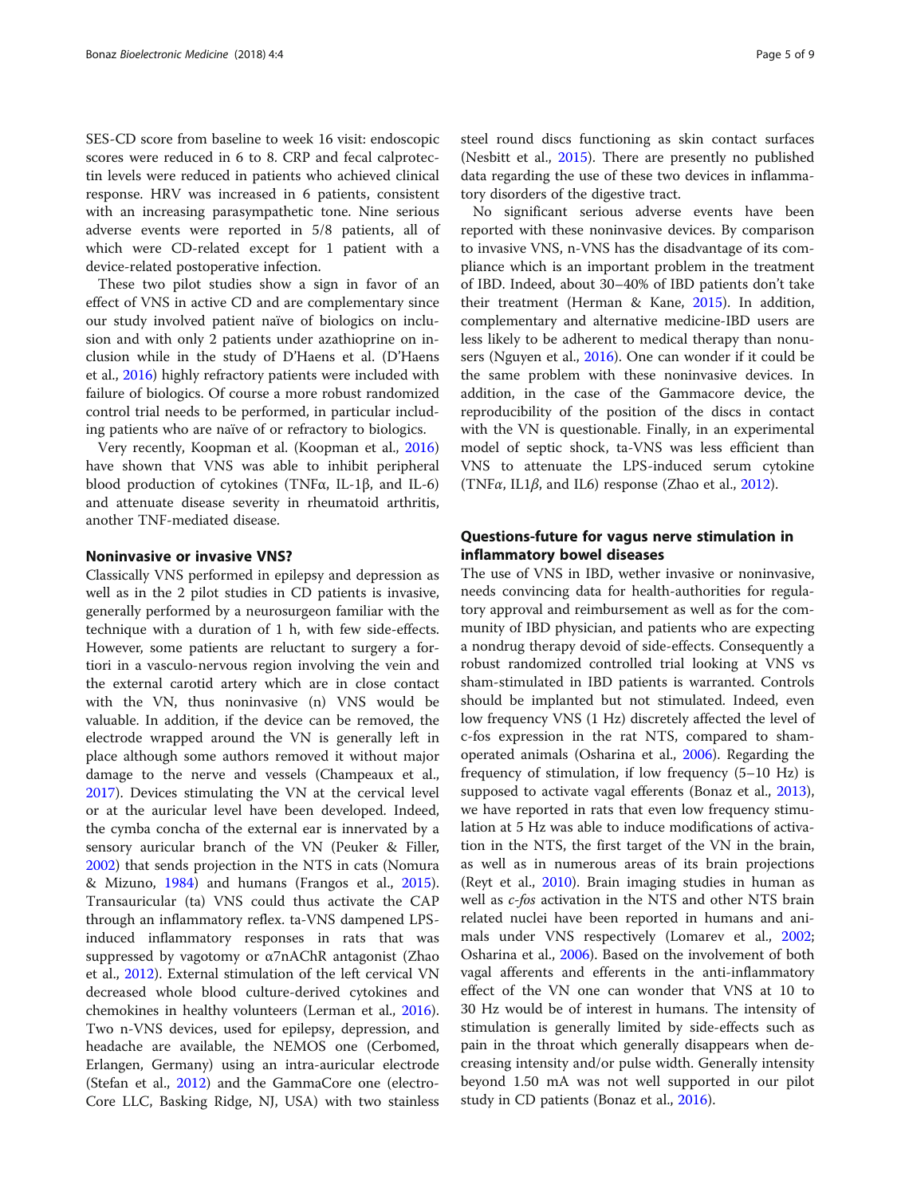SES-CD score from baseline to week 16 visit: endoscopic scores were reduced in 6 to 8. CRP and fecal calprotectin levels were reduced in patients who achieved clinical response. HRV was increased in 6 patients, consistent with an increasing parasympathetic tone. Nine serious adverse events were reported in 5/8 patients, all of which were CD-related except for 1 patient with a device-related postoperative infection.

These two pilot studies show a sign in favor of an effect of VNS in active CD and are complementary since our study involved patient naïve of biologics on inclusion and with only 2 patients under azathioprine on inclusion while in the study of D'Haens et al. (D'Haens et al., 2016) highly refractory patients were included with failure of biologics. Of course a more robust randomized control trial needs to be performed, in particular including patients who are naïve of or refractory to biologics.

Very recently, Koopman et al. (Koopman et al., 2016) have shown that VNS was able to inhibit peripheral blood production of cytokines (TNFα, IL-1β, and IL-6) and attenuate disease severity in rheumatoid arthritis, another TNF-mediated disease.

## Noninvasive or invasive VNS?

Classically VNS performed in epilepsy and depression as well as in the 2 pilot studies in CD patients is invasive, generally performed by a neurosurgeon familiar with the technique with a duration of 1 h, with few side-effects. However, some patients are reluctant to surgery a fortiori in a vasculo-nervous region involving the vein and the external carotid artery which are in close contact with the VN, thus noninvasive (n) VNS would be valuable. In addition, if the device can be removed, the electrode wrapped around the VN is generally left in place although some authors removed it without major damage to the nerve and vessels (Champeaux et al., 2017). Devices stimulating the VN at the cervical level or at the auricular level have been developed. Indeed, the cymba concha of the external ear is innervated by a sensory auricular branch of the VN (Peuker & Filler, 2002) that sends projection in the NTS in cats (Nomura & Mizuno, 1984) and humans (Frangos et al., 2015). Transauricular (ta) VNS could thus activate the CAP through an inflammatory reflex. ta-VNS dampened LPS-induced inflammatory responses in rats that was suppressed by vagotomy or α7nAChR antagonist (Zhao et al., 2012). External stimulation of the left cervical VN decreased whole blood culture-derived cytokines and chemokines in healthy volunteers (Lerman et al., 2016). Two n-VNS devices, used for epilepsy, depression, and headache are available, the NEMOS one (Cerbomed, Erlangen, Germany) using an intra-auricular electrode (Stefan et al., 2012) and the GammaCore one (electroCore LLC, Basking Ridge, NJ, USA) with two stainless steel round discs functioning as skin contact surfaces (Nesbitt et al., 2015). There are presently no published data regarding the use of these two devices in inflammatory disorders of the digestive tract.

No significant serious adverse events have been reported with these noninvasive devices. By comparison to invasive VNS, n-VNS has the disadvantage of its compliance which is an important problem in the treatment of IBD. Indeed, about 30–40% of IBD patients don't take their treatment (Herman & Kane, 2015). In addition, complementary and alternative medicine-IBD users are less likely to be adherent to medical therapy than nonusers (Nguyen et al., 2016). One can wonder if it could be the same problem with these noninvasive devices. In addition, in the case of the Gammacore device, the reproducibility of the position of the discs in contact with the VN is questionable. Finally, in an experimental model of septic shock, ta-VNS was less efficient than VNS to attenuate the LPS-induced serum cytokine (TNF*α*, IL1*β*, and IL6) response (Zhao et al., 2012).

## Questions-future for vagus nerve stimulation in inflammatory bowel diseases

The use of VNS in IBD, wether invasive or noninvasive, needs convincing data for health-authorities for regulatory approval and reimbursement as well as for the community of IBD physician, and patients who are expecting a nondrug therapy devoid of side-effects. Consequently a robust randomized controlled trial looking at VNS vs sham-stimulated in IBD patients is warranted. Controls should be implanted but not stimulated. Indeed, even low frequency VNS (1 Hz) discretely affected the level of c-fos expression in the rat NTS, compared to sham-operated animals (Osharina et al., 2006). Regarding the frequency of stimulation, if low frequency (5–10 Hz) is supposed to activate vagal efferents (Bonaz et al., 2013), we have reported in rats that even low frequency stimulation at 5 Hz was able to induce modifications of activation in the NTS, the first target of the VN in the brain, as well as in numerous areas of its brain projections (Reyt et al., 2010). Brain imaging studies in human as well as *c-fos* activation in the NTS and other NTS brain related nuclei have been reported in humans and animals under VNS respectively (Lomarev et al., 2002; Osharina et al., 2006). Based on the involvement of both vagal afferents and efferents in the anti-inflammatory effect of the VN one can wonder that VNS at 10 to 30 Hz would be of interest in humans. The intensity of stimulation is generally limited by side-effects such as pain in the throat which generally disappears when decreasing intensity and/or pulse width. Generally intensity beyond 1.50 mA was not well supported in our pilot study in CD patients (Bonaz et al., 2016).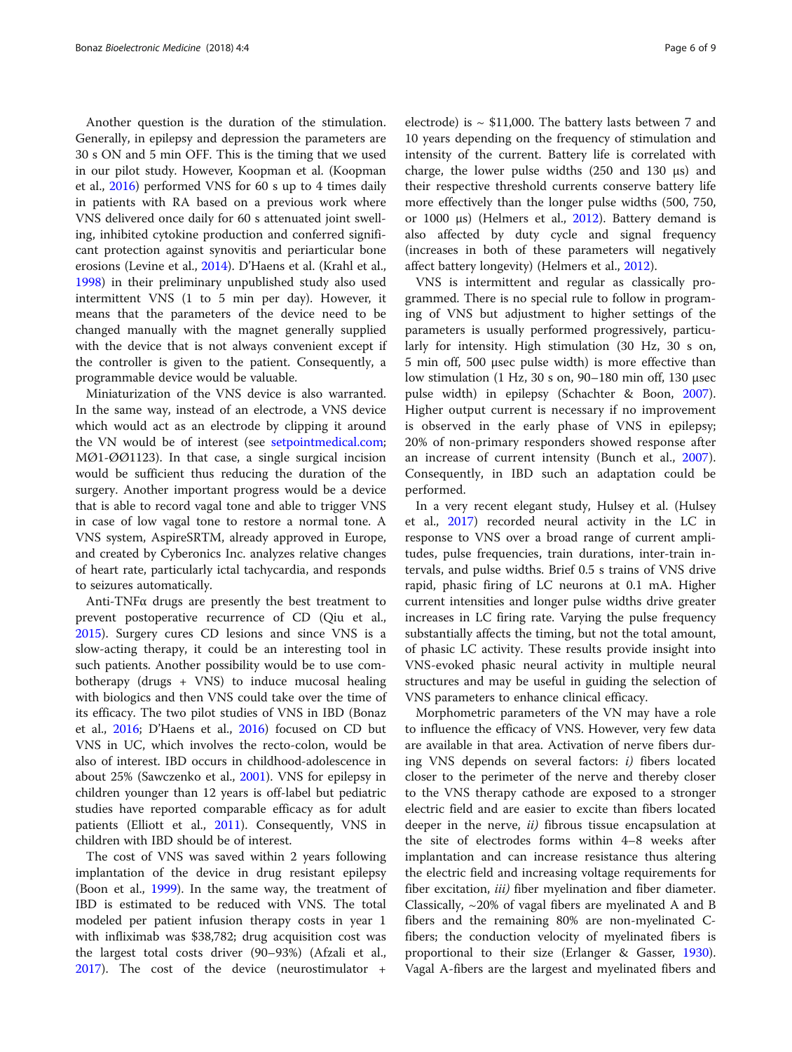Another question is the duration of the stimulation. Generally, in epilepsy and depression the parameters are 30 s ON and 5 min OFF. This is the timing that we used in our pilot study. However, Koopman et al. (Koopman et al., 2016) performed VNS for 60 s up to 4 times daily in patients with RA based on a previous work where VNS delivered once daily for 60 s attenuated joint swelling, inhibited cytokine production and conferred significant protection against synovitis and periarticular bone erosions (Levine et al., 2014). D'Haens et al. (Krahl et al., 1998) in their preliminary unpublished study also used intermittent VNS (1 to 5 min per day). However, it means that the parameters of the device need to be changed manually with the magnet generally supplied with the device that is not always convenient except if the controller is given to the patient. Consequently, a programmable device would be valuable.

Miniaturization of the VNS device is also warranted. In the same way, instead of an electrode, a VNS device which would act as an electrode by clipping it around the VN would be of interest (see setpointmedical.com; MØ1-ØØ1123). In that case, a single surgical incision would be sufficient thus reducing the duration of the surgery. Another important progress would be a device that is able to record vagal tone and able to trigger VNS in case of low vagal tone to restore a normal tone. A VNS system, AspireSRTM, already approved in Europe, and created by Cyberonics Inc. analyzes relative changes of heart rate, particularly ictal tachycardia, and responds to seizures automatically.

Anti-TNFα drugs are presently the best treatment to prevent postoperative recurrence of CD (Qiu et al., 2015). Surgery cures CD lesions and since VNS is a slow-acting therapy, it could be an interesting tool in such patients. Another possibility would be to use combotherapy (drugs + VNS) to induce mucosal healing with biologics and then VNS could take over the time of its efficacy. The two pilot studies of VNS in IBD (Bonaz et al., 2016; D'Haens et al., 2016) focused on CD but VNS in UC, which involves the recto-colon, would be also of interest. IBD occurs in childhood-adolescence in about 25% (Sawczenko et al., 2001). VNS for epilepsy in children younger than 12 years is off-label but pediatric studies have reported comparable efficacy as for adult patients (Elliott et al., 2011). Consequently, VNS in children with IBD should be of interest.

The cost of VNS was saved within 2 years following implantation of the device in drug resistant epilepsy (Boon et al., 1999). In the same way, the treatment of IBD is estimated to be reduced with VNS. The total modeled per patient infusion therapy costs in year 1 with infliximab was $38,782; drug acquisition cost was the largest total costs driver (90–93%) (Afzali et al., 2017). The cost of the device (neurostimulator + electrode) is ~ $11,000. The battery lasts between 7 and 10 years depending on the frequency of stimulation and intensity of the current. Battery life is correlated with charge, the lower pulse widths (250 and 130 μs) and their respective threshold currents conserve battery life more effectively than the longer pulse widths (500, 750, or 1000 μs) (Helmers et al., 2012). Battery demand is also affected by duty cycle and signal frequency (increases in both of these parameters will negatively affect battery longevity) (Helmers et al., 2012).

VNS is intermittent and regular as classically programmed. There is no special rule to follow in programming of VNS but adjustment to higher settings of the parameters is usually performed progressively, particularly for intensity. High stimulation (30 Hz, 30 s on, 5 min off, 500 μsec pulse width) is more effective than low stimulation (1 Hz, 30 s on, 90–180 min off, 130 μsec pulse width) in epilepsy (Schachter & Boon, 2007). Higher output current is necessary if no improvement is observed in the early phase of VNS in epilepsy; 20% of non-primary responders showed response after an increase of current intensity (Bunch et al., 2007). Consequently, in IBD such an adaptation could be performed.

In a very recent elegant study, Hulsey et al. (Hulsey et al., 2017) recorded neural activity in the LC in response to VNS over a broad range of current amplitudes, pulse frequencies, train durations, inter-train intervals, and pulse widths. Brief 0.5 s trains of VNS drive rapid, phasic firing of LC neurons at 0.1 mA. Higher current intensities and longer pulse widths drive greater increases in LC firing rate. Varying the pulse frequency substantially affects the timing, but not the total amount, of phasic LC activity. These results provide insight into VNS-evoked phasic neural activity in multiple neural structures and may be useful in guiding the selection of VNS parameters to enhance clinical efficacy.

Morphometric parameters of the VN may have a role to influence the efficacy of VNS. However, very few data are available in that area. Activation of nerve fibers during VNS depends on several factors: *i)* fibers located closer to the perimeter of the nerve and thereby closer to the VNS therapy cathode are exposed to a stronger electric field and are easier to excite than fibers located deeper in the nerve, *ii)* fibrous tissue encapsulation at the site of electrodes forms within 4–8 weeks after implantation and can increase resistance thus altering the electric field and increasing voltage requirements for fiber excitation, *iii)* fiber myelination and fiber diameter. Classically, ~20% of vagal fibers are myelinated A and B fibers and the remaining 80% are non-myelinated C-fibers; the conduction velocity of myelinated fibers is proportional to their size (Erlanger & Gasser, 1930). Vagal A-fibers are the largest and myelinated fibers and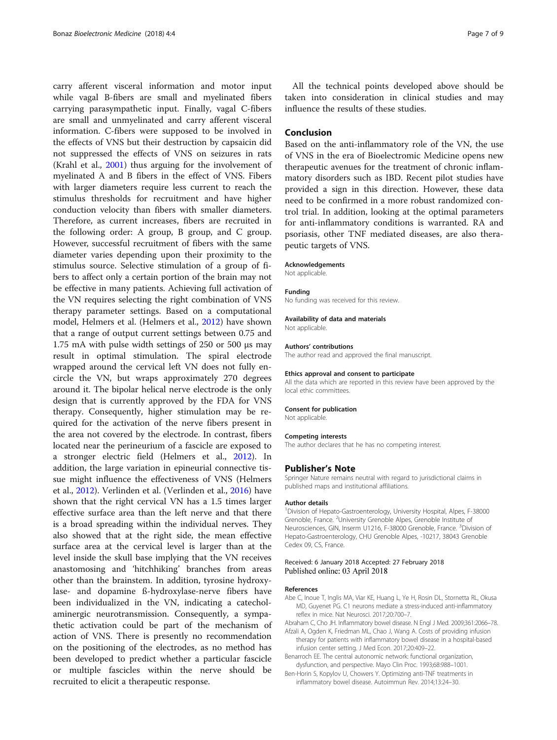carry afferent visceral information and motor input while vagal B-fibers are small and myelinated fibers carrying parasympathetic input. Finally, vagal C-fibers are small and unmyelinated and carry afferent visceral information. C-fibers were supposed to be involved in the effects of VNS but their destruction by capsaicin did not suppressed the effects of VNS on seizures in rats (Krahl et al., 2001) thus arguing for the involvement of myelinated A and B fibers in the effect of VNS. Fibers with larger diameters require less current to reach the stimulus thresholds for recruitment and have higher conduction velocity than fibers with smaller diameters. Therefore, as current increases, fibers are recruited in the following order: A group, B group, and C group. However, successful recruitment of fibers with the same diameter varies depending upon their proximity to the stimulus source. Selective stimulation of a group of fibers to affect only a certain portion of the brain may not be effective in many patients. Achieving full activation of the VN requires selecting the right combination of VNS therapy parameter settings. Based on a computational model, Helmers et al. (Helmers et al., 2012) have shown that a range of output current settings between 0.75 and 1.75 mA with pulse width settings of 250 or 500 μs may result in optimal stimulation. The spiral electrode wrapped around the cervical left VN does not fully encircle the VN, but wraps approximately 270 degrees around it. The bipolar helical nerve electrode is the only design that is currently approved by the FDA for VNS therapy. Consequently, higher stimulation may be required for the activation of the nerve fibers present in the area not covered by the electrode. In contrast, fibers located near the perineurium of a fascicle are exposed to a stronger electric field (Helmers et al., 2012). In addition, the large variation in epineurial connective tissue might influence the effectiveness of VNS (Helmers et al., 2012). Verlinden et al. (Verlinden et al., 2016) have shown that the right cervical VN has a 1.5 times larger effective surface area than the left nerve and that there is a broad spreading within the individual nerves. They also showed that at the right side, the mean effective surface area at the cervical level is larger than at the level inside the skull implying that the VN receives anastomosing and 'hitchhiking' branches from areas other than the brainstem. In addition, tyrosine hydroxylase- and dopamine ß-hydroxylase-nerve fibers have been individualized in the VN, indicating a catecholaminergic neurotransmission. Consequently, a sympathetic activation could be part of the mechanism of action of VNS. There is presently no recommendation on the positioning of the electrodes, as no method has been developed to predict whether a particular fascicle or multiple fascicles within the nerve should be recruited to elicit a therapeutic response.

All the technical points developed above should be taken into consideration in clinical studies and may influence the results of these studies.

## Conclusion

Based on the anti-inflammatory role of the VN, the use of VNS in the era of Bioelectronic Medicine opens new therapeutic avenues for the treatment of chronic inflammatory disorders such as IBD. Recent pilot studies have provided a sign in this direction. However, these data need to be confirmed in a more robust randomized control trial. In addition, looking at the optimal parameters for anti-inflammatory conditions is warranted. RA and psoriasis, other TNF mediated diseases, are also therapeutic targets of VNS.

#### Acknowledgements

Not applicable.

#### Funding

No funding was received for this review.

#### Availability of data and materials

Not applicable.

#### Authors' contributions

The author read and approved the final manuscript.

#### Ethics approval and consent to participate

All the data which are reported in this review have been approved by the local ethic committees.

#### Consent for publication

Not applicable.

#### Competing interests

The author declares that he has no competing interest.

### Publisher's Note

Springer Nature remains neutral with regard to jurisdictional claims in published maps and institutional affiliations.

#### Author details

[1]Division of Hepato-Gastroenterology, University Hospital, Alpes, F-38000 Grenoble, France. [2]University Grenoble Alpes, Grenoble Institute of Neurosciences, GIN, Inserm U1216, F-38000 Grenoble, France. [3]Division of Hepato-Gastroenterology, CHU Grenoble Alpes, -10217, 38043 Grenoble Cedex 09, CS, France.

Received: 6 January 2018 Accepted: 27 February 2018
Published online: 03 April 2018

#### References

- Abe C, Inoue T, Inglis MA, Viar KE, Huang L, Ye H, Rosin DL, Stornetta RL, Okusa MD, Guyenet PG. C1 neurons mediate a stress-induced anti-inflammatory reflex in mice. Nat Neurosci. 2017;20:700–7.
- Abraham C, Cho JH. Inflammatory bowel disease. N Engl J Med. 2009;361:2066–78.
- Afzali A, Ogden K, Friedman ML, Chao J, Wang A. Costs of providing infusion therapy for patients with inflammatory bowel disease in a hospital-based infusion center setting. J Med Econ. 2017;20:409–22.
- Benarroch EE. The central autonomic network: functional organization, dysfunction, and perspective. Mayo Clin Proc. 1993;68:988–1001.
- Ben-Horin S, Kopylov U, Chowers Y. Optimizing anti-TNF treatments in inflammatory bowel disease. Autoimmun Rev. 2014;13:24–30.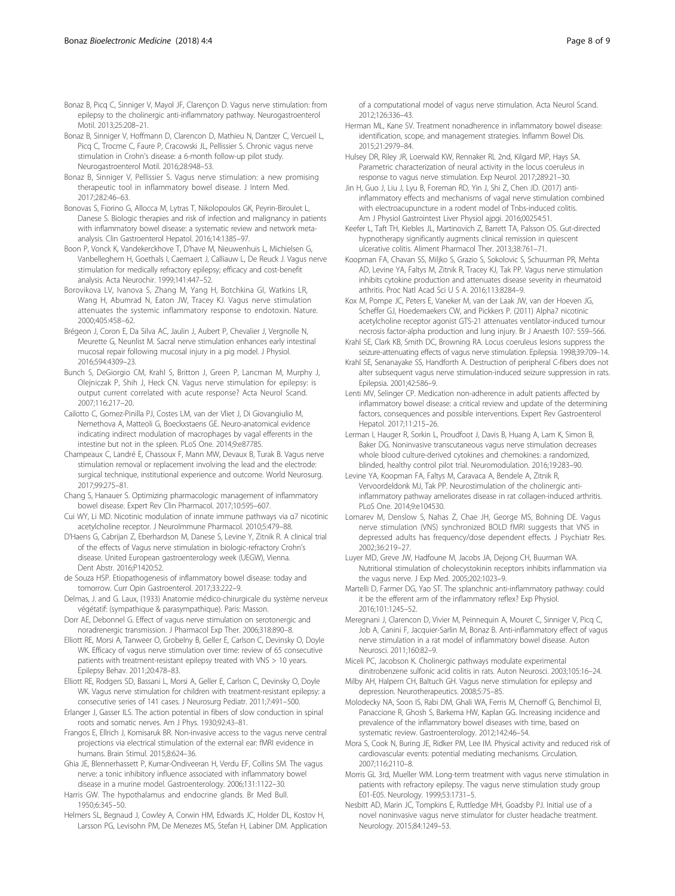Bonaz B, Picq C, Sinniger V, Mayol JF, Clarençon D. Vagus nerve stimulation: from epilepsy to the cholinergic anti-inflammatory pathway. Neurogastroenterol Motil. 2013;25:208–21.

Bonaz B, Sinniger V, Hoffmann D, Clarencon D, Mathieu N, Dantzer C, Vercueil L, Picq C, Trocme C, Faure P, Cracowski JL, Pellissier S. Chronic vagus nerve stimulation in Crohn's disease: a 6-month follow-up pilot study. Neurogastroenterol Motil. 2016;28:948–53.

Bonaz B, Sinniger V, Pellissier S. Vagus nerve stimulation: a new promising therapeutic tool in inflammatory bowel disease. J Intern Med. 2017;282:46–63.

Bonovas S, Fiorino G, Allocca M, Lytras T, Nikolopoulos GK, Peyrin-Biroulet L, Danese S. Biologic therapies and risk of infection and malignancy in patients with inflammatory bowel disease: a systematic review and network meta-analysis. Clin Gastroenterol Hepatol. 2016;14:1385–97.

Boon P, Vonck K, Vandekerckhove T, D'have M, Nieuwenhuis L, Michielsen G, Vanbelleghem H, Goethals I, Caemaert J, Calliauw L, De Reuck J. Vagus nerve stimulation for medically refractory epilepsy; efficacy and cost-benefit analysis. Acta Neurochir. 1999;141:447–52.

Borovikova LV, Ivanova S, Zhang M, Yang H, Botchkina GI, Watkins LR, Wang H, Abumrad N, Eaton JW, Tracey KJ. Vagus nerve stimulation attenuates the systemic inflammatory response to endotoxin. Nature. 2000;405:458–62.

Brégeon J, Coron E, Da Silva AC, Jaulin J, Aubert P, Chevalier J, Vergnolle N, Meurette G, Neunlist M. Sacral nerve stimulation enhances early intestinal mucosal repair following mucosal injury in a pig model. J Physiol. 2016;594:4309–23.

Bunch S, DeGiorgio CM, Krahl S, Britton J, Green P, Lancman M, Murphy J, Olejniczak P, Shih J, Heck CN. Vagus nerve stimulation for epilepsy: is output current correlated with acute response? Acta Neurol Scand. 2007;116:217–20.

Cailotto C, Gomez-Pinilla PJ, Costes LM, van der Vliet J, Di Giovangiulio M, Nemethova A, Matteoli G, Boeckxstaens GE. Neuro-anatomical evidence indicating indirect modulation of macrophages by vagal efferents in the intestine but not in the spleen. PLoS One. 2014;9:e87785.

Champeaux C, Landré E, Chassoux F, Mann MW, Devaux B, Turak B. Vagus nerve stimulation removal or replacement involving the lead and the electrode: surgical technique, institutional experience and outcome. World Neurosurg. 2017;99:275–81.

Chang S, Hanauer S. Optimizing pharmacologic management of inflammatory bowel disease. Expert Rev Clin Pharmacol. 2017;10:595–607.

Cui WY, Li MD. Nicotinic modulation of innate immune pathways via α7 nicotinic acetylcholine receptor. J NeuroImmune Pharmacol. 2010;5:479–88.

D'Haens G, Cabrijan Z, Eberhardson M, Danese S, Levine Y, Zitnik R. A clinical trial of the effects of Vagus nerve stimulation in biologic-refractory Crohn's disease. United European gastroenterology week (UEGW), Vienna. Dent Abstr. 2016;P1420:52.

de Souza HSP. Etiopathogenesis of inflammatory bowel disease: today and tomorrow. Curr Opin Gastroenterol. 2017;33:222–9.

Delmas, J. and G. Laux, (1933) Anatomie médico-chirurgicale du système nerveux végétatif: (sympathique & parasympathique). Paris: Masson.

Dorr AE, Debonnel G. Effect of vagus nerve stimulation on serotonergic and noradrenergic transmission. J Pharmacol Exp Ther. 2006;318:890–8.

Elliott RE, Morsi A, Tanweer O, Grobelny B, Geller E, Carlson C, Devinsky O, Doyle WK. Efficacy of vagus nerve stimulation over time: review of 65 consecutive patients with treatment-resistant epilepsy treated with VNS > 10 years. Epilepsy Behav. 2011;20:478–83.

Elliott RE, Rodgers SD, Bassani L, Morsi A, Geller EB, Carlson C, Devinsky O, Doyle WK. Vagus nerve stimulation for children with treatment-resistant epilepsy: a consecutive series of 141 cases. J Neurosurg Pediatr. 2011;7:491–500.

Erlanger J, Gasser ILS. The action potential in fibers of slow conduction in spinal roots and somatic nerves. Am J Phys. 1930;92:43–81.

Frangos E, Ellrich J, Komisaruk BR. Non-invasive access to the vagus nerve central projections via electrical stimulation of the external ear: fMRI evidence in humans. Brain Stimul. 2015;8:624–36.

Ghia JE, Blennerhassett P, Kumar-Ondiveeran H, Verdu EF, Collins SM. The vagus nerve: a tonic inhibitory influence associated with inflammatory bowel disease in a murine model. Gastroenterology. 2006;131:1122–30.

Harris GW. The hypothalamus and endocrine glands. Br Med Bull. 1950;6:345–50.

Helmers SL, Begnaud J, Cowley A, Corwin HM, Edwards JC, Holder DL, Kostov H, Larsson PG, Levisohn PM, De Menezes MS, Stefan H, Labiner DM. Application of a computational model of vagus nerve stimulation. Acta Neurol Scand. 2012;126:336–43.

Herman ML, Kane SV. Treatment nonadherence in inflammatory bowel disease: identification, scope, and management strategies. Inflamm Bowel Dis. 2015;21:2979–84.

Hulsey DR, Riley JR, Loerwald KW, Rennaker RL 2nd, Kilgard MP, Hays SA. Parametric characterization of neural activity in the locus coeruleus in response to vagus nerve stimulation. Exp Neurol. 2017;289:21–30.

Jin H, Guo J, Liu J, Lyu B, Foreman RD, Yin J, Shi Z, Chen JD. (2017) anti-inflammatory effects and mechanisms of vagal nerve stimulation combined with electroacupuncture in a rodent model of Tnbs-induced colitis. Am J Physiol Gastrointest Liver Physiol ajpgi. 2016;00254:51.

Keefer L, Taft TH, Kiebles JL, Martinovich Z, Barrett TA, Palsson OS. Gut-directed hypnotherapy significantly augments clinical remission in quiescent ulcerative colitis. Aliment Pharmacol Ther. 2013;38:761–71.

Koopman FA, Chavan SS, Miljko S, Grazio S, Sokolovic S, Schuurman PR, Mehta AD, Levine YA, Faltys M, Zitnik R, Tracey KJ, Tak PP. Vagus nerve stimulation inhibits cytokine production and attenuates disease severity in rheumatoid arthritis. Proc Natl Acad Sci U S A. 2016;113:8284–9.

Kox M, Pompe JC, Peters E, Vaneker M, van der Laak JW, van der Hoeven JG, Scheffer GJ, Hoedemaekers CW, and Pickkers P. (2011) Alpha7 nicotinic acetylcholine receptor agonist GTS-21 attenuates ventilator-induced tumour necrosis factor-alpha production and lung injury. Br J Anaesth 107: 559–566.

Krahl SE, Clark KB, Smith DC, Browning RA. Locus coeruleus lesions suppress the seizure-attenuating effects of vagus nerve stimulation. Epilepsia. 1998;39:709–14.

Krahl SE, Senanayake SS, Handforth A. Destruction of peripheral C-fibers does not alter subsequent vagus nerve stimulation-induced seizure suppression in rats. Epilepsia. 2001;42:586–9.

Lenti MV, Selinger CP. Medication non-adherence in adult patients affected by inflammatory bowel disease: a critical review and update of the determining factors, consequences and possible interventions. Expert Rev Gastroenterol Hepatol. 2017;11:215–26.

Lerman I, Hauger R, Sorkin L, Proudfoot J, Davis B, Huang A, Lam K, Simon B, Baker DG. Noninvasive transcutaneous vagus nerve stimulation decreases whole blood culture-derived cytokines and chemokines: a randomized, blinded, healthy control pilot trial. Neuromodulation. 2016;19:283–90.

Levine YA, Koopman FA, Faltys M, Caravaca A, Bendele A, Zitnik R, Vervoordeldonk MJ, Tak PP. Neurostimulation of the cholinergic anti-inflammatory pathway ameliorates disease in rat collagen-induced arthritis. PLoS One. 2014;9:e104530.

Lomarev M, Denslow S, Nahas Z, Chae JH, George MS, Bohning DE. Vagus nerve stimulation (VNS) synchronized BOLD fMRI suggests that VNS in depressed adults has frequency/dose dependent effects. J Psychiatr Res. 2002;36:219–27.

Luyer MD, Greve JW, Hadfoune M, Jacobs JA, Dejong CH, Buurman WA. Nutritional stimulation of cholecystokinin receptors inhibits inflammation via the vagus nerve. J Exp Med. 2005;202:1023–9.

Martelli D, Farmer DG, Yao ST. The splanchnic anti-inflammatory pathway: could it be the efferent arm of the inflammatory reflex? Exp Physiol. 2016;101:1245–52.

Meregnani J, Clarencon D, Vivier M, Peinnequin A, Mouret C, Sinniger V, Picq C, Job A, Canini F, Jacquier-Sarlin M, Bonaz B. Anti-inflammatory effect of vagus nerve stimulation in a rat model of inflammatory bowel disease. Auton Neurosci. 2011;160:82–9.

Miceli PC, Jacobson K. Cholinergic pathways modulate experimental dinitrobenzene sulfonic acid colitis in rats. Auton Neurosci. 2003;105:16–24.

Milby AH, Halpern CH, Baltuch GH. Vagus nerve stimulation for epilepsy and depression. Neurotherapeutics. 2008;5:75–85.

Molodecky NA, Soon IS, Rabi DM, Ghali WA, Ferris M, Chernoff G, Benchimol EI, Panaccione R, Ghosh S, Barkema HW, Kaplan GG. Increasing incidence and prevalence of the inflammatory bowel diseases with time, based on systematic review. Gastroenterology. 2012;142:46–54.

Mora S, Cook N, Buring JE, Ridker PM, Lee IM. Physical activity and reduced risk of cardiovascular events: potential mediating mechanisms. Circulation. 2007;116:2110–8.

Morris GL 3rd, Mueller WM. Long-term treatment with vagus nerve stimulation in patients with refractory epilepsy. The vagus nerve stimulation study group E01-E05. Neurology. 1999;53:1731–5.

Nesbitt AD, Marin JC, Tompkins E, Ruttledge MH, Goadsby PJ. Initial use of a novel noninvasive vagus nerve stimulator for cluster headache treatment. Neurology. 2015;84:1249–53.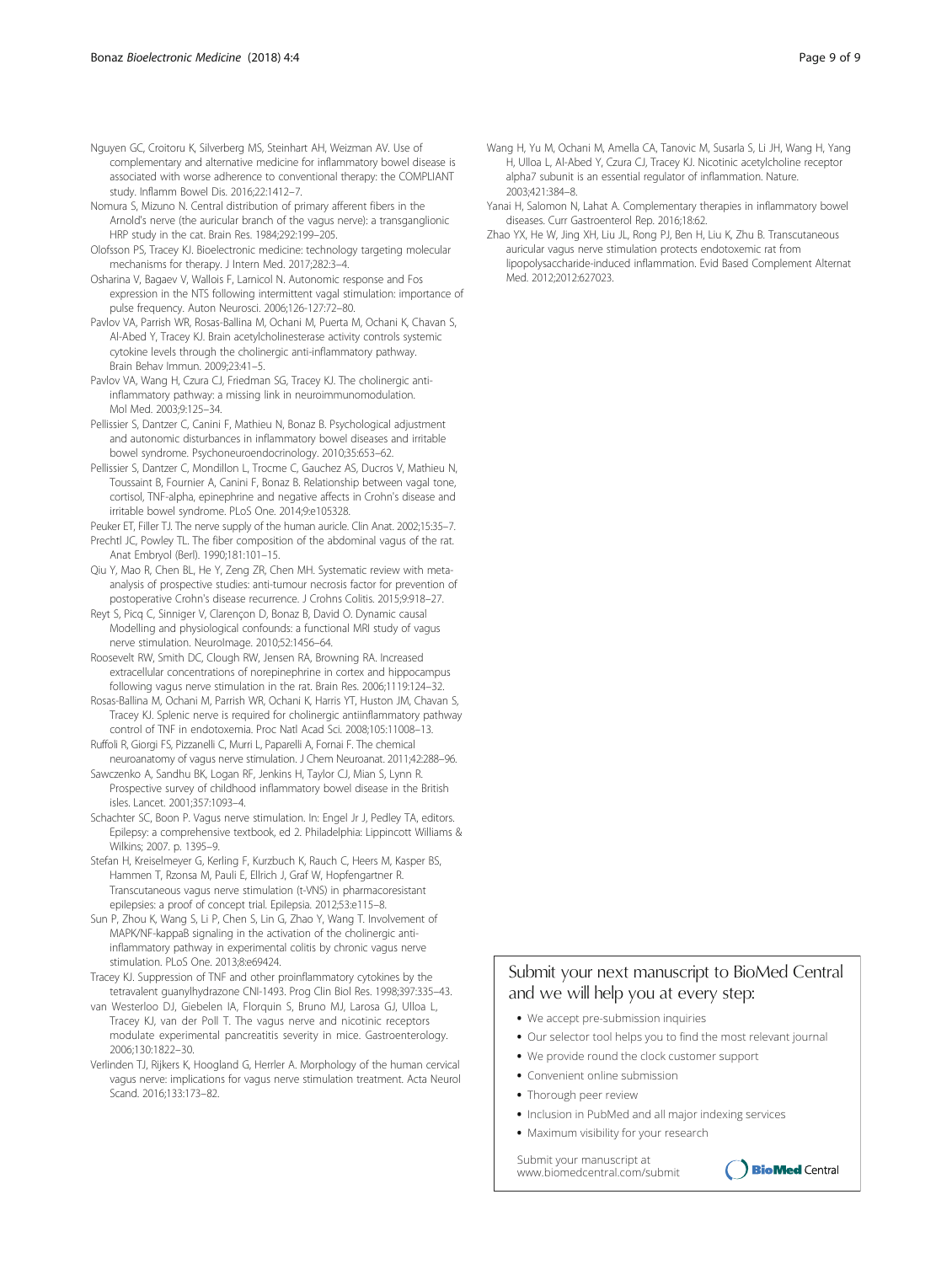Nguyen GC, Croitoru K, Silverberg MS, Steinhart AH, Weizman AV. Use of complementary and alternative medicine for inflammatory bowel disease is associated with worse adherence to conventional therapy: the COMPLIANT study. Inflamm Bowel Dis. 2016;22:1412–7.

Nomura S, Mizuno N. Central distribution of primary afferent fibers in the Arnold's nerve (the auricular branch of the vagus nerve): a transganglionic HRP study in the cat. Brain Res. 1984;292:199–205.

Olofsson PS, Tracey KJ. Bioelectronic medicine: technology targeting molecular mechanisms for therapy. J Intern Med. 2017;282:3–4.

Osharina V, Bagaev V, Wallois F, Larnicol N. Autonomic response and Fos expression in the NTS following intermittent vagal stimulation: importance of pulse frequency. Auton Neurosci. 2006;126-127:72–80.

Pavlov VA, Parrish WR, Rosas-Ballina M, Ochani M, Puerta M, Ochani K, Chavan S, Al-Abed Y, Tracey KJ. Brain acetylcholinesterase activity controls systemic cytokine levels through the cholinergic anti-inflammatory pathway. Brain Behav Immun. 2009;23:41–5.

Pavlov VA, Wang H, Czura CJ, Friedman SG, Tracey KJ. The cholinergic anti-inflammatory pathway: a missing link in neuroimmunomodulation. Mol Med. 2003;9:125–34.

Pellissier S, Dantzer C, Canini F, Mathieu N, Bonaz B. Psychological adjustment and autonomic disturbances in inflammatory bowel diseases and irritable bowel syndrome. Psychoneuroendocrinology. 2010;35:653–62.

Pellissier S, Dantzer C, Mondillon L, Trocme C, Gauchez AS, Ducros V, Mathieu N, Toussaint B, Fournier A, Canini F, Bonaz B. Relationship between vagal tone, cortisol, TNF-alpha, epinephrine and negative affects in Crohn's disease and irritable bowel syndrome. PLoS One. 2014;9:e105328.

Peuker ET, Filler TJ. The nerve supply of the human auricle. Clin Anat. 2002;15:35–7.

Prechtl JC, Powley TL. The fiber composition of the abdominal vagus of the rat. Anat Embryol (Berl). 1990;181:101–15.

Qiu Y, Mao R, Chen BL, He Y, Zeng ZR, Chen MH. Systematic review with meta-analysis of prospective studies: anti-tumour necrosis factor for prevention of postoperative Crohn's disease recurrence. J Crohns Colitis. 2015;9:918–27.

Reyt S, Picq C, Sinniger V, Clarençon D, Bonaz B, David O. Dynamic causal Modelling and physiological confounds: a functional MRI study of vagus nerve stimulation. NeuroImage. 2010;52:1456–64.

Roosevelt RW, Smith DC, Clough RW, Jensen RA, Browning RA. Increased extracellular concentrations of norepinephrine in cortex and hippocampus following vagus nerve stimulation in the rat. Brain Res. 2006;1119:124–32.

Rosas-Ballina M, Ochani M, Parrish WR, Ochani K, Harris YT, Huston JM, Chavan S, Tracey KJ. Splenic nerve is required for cholinergic antiinflammatory pathway control of TNF in endotoxemia. Proc Natl Acad Sci. 2008;105:11008–13.

Ruffoli R, Giorgi FS, Pizzanelli C, Murri L, Paparelli A, Fornai F. The chemical neuroanatomy of vagus nerve stimulation. J Chem Neuroanat. 2011;42:288–96.

Sawczenko A, Sandhu BK, Logan RF, Jenkins H, Taylor CJ, Mian S, Lynn R. Prospective survey of childhood inflammatory bowel disease in the British isles. Lancet. 2001;357:1093–4.

Schachter SC, Boon P. Vagus nerve stimulation. In: Engel Jr J, Pedley TA, editors. Epilepsy: a comprehensive textbook, ed 2. Philadelphia: Lippincott Williams & Wilkins; 2007. p. 1395–9.

Stefan H, Kreiselmeyer G, Kerling F, Kurzbuch K, Rauch C, Heers M, Kasper BS, Hammen T, Rzonsa M, Pauli E, Ellrich J, Graf W, Hopfengartner R. Transcutaneous vagus nerve stimulation (t-VNS) in pharmacoresistant epilepsies: a proof of concept trial. Epilepsia. 2012;53:e115–8.

Sun P, Zhou K, Wang S, Li P, Chen S, Lin G, Zhao Y, Wang T. Involvement of MAPK/NF-kappaB signaling in the activation of the cholinergic anti-inflammatory pathway in experimental colitis by chronic vagus nerve stimulation. PLoS One. 2013;8:e69424.

Tracey KJ. Suppression of TNF and other proinflammatory cytokines by the tetravalent guanylhydrazone CNI-1493. Prog Clin Biol Res. 1998;397:335–43.

van Westerloo DJ, Giebelen IA, Florquin S, Bruno MJ, Larosa GJ, Ulloa L, Tracey KJ, van der Poll T. The vagus nerve and nicotinic receptors modulate experimental pancreatitis severity in mice. Gastroenterology. 2006;130:1822–30.

Verlinden TJ, Rijkers K, Hoogland G, Herrler A. Morphology of the human cervical vagus nerve: implications for vagus nerve stimulation treatment. Acta Neurol Scand. 2016;133:173–82.

Wang H, Yu M, Ochani M, Amella CA, Tanovic M, Susarla S, Li JH, Wang H, Yang H, Ulloa L, Al-Abed Y, Czura CJ, Tracey KJ. Nicotinic acetylcholine receptor alpha7 subunit is an essential regulator of inflammation. Nature. 2003;421:384–8.

Yanai H, Salomon N, Lahat A. Complementary therapies in inflammatory bowel diseases. Curr Gastroenterol Rep. 2016;18:62.

Zhao YX, He W, Jing XH, Liu JL, Rong PJ, Ben H, Liu K, Zhu B. Transcutaneous auricular vagus nerve stimulation protects endotoxemic rat from lipopolysaccharide-induced inflammation. Evid Based Complement Alternat Med. 2012;2012:627023.

Submit your next manuscript to BioMed Central and we will help you at every step:

- We accept pre-submission inquiries
- Our selector tool helps you to find the most relevant journal
- We provide round the clock customer support
- Convenient online submission
- Thorough peer review
- Inclusion in PubMed and all major indexing services
- Maximum visibility for your research

Submit your manuscript at
www.biomedcentral.com/submit

BioMed Central